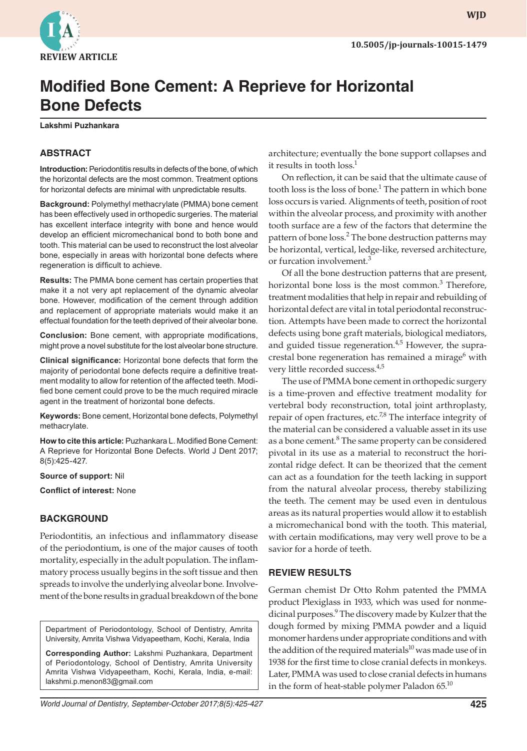REVIEW ARTICLE

10.5005/jp-journals-10015-1479

# Modified Bone Cement: A Reprieve for Horizontal Bone Defects

**Lakshmi Puzhankara**

## ABSTRACT

**Introduction:** Periodontitis results in defects of the bone, of which the horizontal defects are the most common. Treatment options for horizontal defects are minimal with unpredictable results.

**Background:** Polymethyl methacrylate (PMMA) bone cement has been effectively used in orthopedic surgeries. The material has excellent interface integrity with bone and hence would develop an efficient micromechanical bond to both bone and tooth. This material can be used to reconstruct the lost alveolar bone, especially in areas with horizontal bone defects where regeneration is difficult to achieve.

**Results:** The PMMA bone cement has certain properties that make it a not very apt replacement of the dynamic alveolar bone. However, modification of the cement through addition and replacement of appropriate materials would make it an effectual foundation for the teeth deprived of their alveolar bone.

**Conclusion:** Bone cement, with appropriate modifications, might prove a novel substitute for the lost alveolar bone structure.

**Clinical significance:** Horizontal bone defects that form the majority of periodontal bone defects require a definitive treatment modality to allow for retention of the affected teeth. Modified bone cement could prove to be the much required miracle agent in the treatment of horizontal bone defects.

**Keywords:** Bone cement, Horizontal bone defects, Polymethyl methacrylate.

**How to cite this article:** Puzhankara L. Modified Bone Cement: A Reprieve for Horizontal Bone Defects. World J Dent 2017; 8(5):425-427.

**Source of support:** Nil

**Conflict of interest:** None

## BACKGROUND

Periodontitis, an infectious and inflammatory disease of the periodontium, is one of the major causes of tooth mortality, especially in the adult population. The inflammatory process usually begins in the soft tissue and then spreads to involve the underlying alveolar bone. Involvement of the bone results in gradual breakdown of the bone architecture; eventually the bone support collapses and it results in tooth loss.[1]

On reflection, it can be said that the ultimate cause of tooth loss is the loss of bone.[1] The pattern in which bone loss occurs is varied. Alignments of teeth, position of root within the alveolar process, and proximity with another tooth surface are a few of the factors that determine the pattern of bone loss.[2] The bone destruction patterns may be horizontal, vertical, ledge-like, reversed architecture, or furcation involvement.[3]

Of all the bone destruction patterns that are present, horizontal bone loss is the most common.[3] Therefore, treatment modalities that help in repair and rebuilding of horizontal defect are vital in total periodontal reconstruction. Attempts have been made to correct the horizontal defects using bone graft materials, biological mediators, and guided tissue regeneration.[4,5] However, the supracrestal bone regeneration has remained a mirage[6] with very little recorded success.[4,5]

The use of PMMA bone cement in orthopedic surgery is a time-proven and effective treatment modality for vertebral body reconstruction, total joint arthroplasty, repair of open fractures, etc.[7,8] The interface integrity of the material can be considered a valuable asset in its use as a bone cement.[8] The same property can be considered pivotal in its use as a material to reconstruct the horizontal ridge defect. It can be theorized that the cement can act as a foundation for the teeth lacking in support from the natural alveolar process, thereby stabilizing the teeth. The cement may be used even in dentulous areas as its natural properties would allow it to establish a micromechanical bond with the tooth. This material, with certain modifications, may very well prove to be a savior for a horde of teeth.

## REVIEW RESULTS

German chemist Dr Otto Rohm patented the PMMA product Plexiglass in 1933, which was used for nonmedicinal purposes.[9] The discovery made by Kulzer that the dough formed by mixing PMMA powder and a liquid monomer hardens under appropriate conditions and with the addition of the required materials[10] was made use of in 1938 for the first time to close cranial defects in monkeys. Later, PMMA was used to close cranial defects in humans in the form of heat-stable polymer Paladon 65.[10]

Department of Periodontology, School of Dentistry, Amrita University, Amrita Vishwa Vidyapeetham, Kochi, Kerala, India

**Corresponding Author:** Lakshmi Puzhankara, Department of Periodontology, School of Dentistry, Amrita University Amrita Vishwa Vidyapeetham, Kochi, Kerala, India, e-mail: lakshmi.p.menon83@gmail.com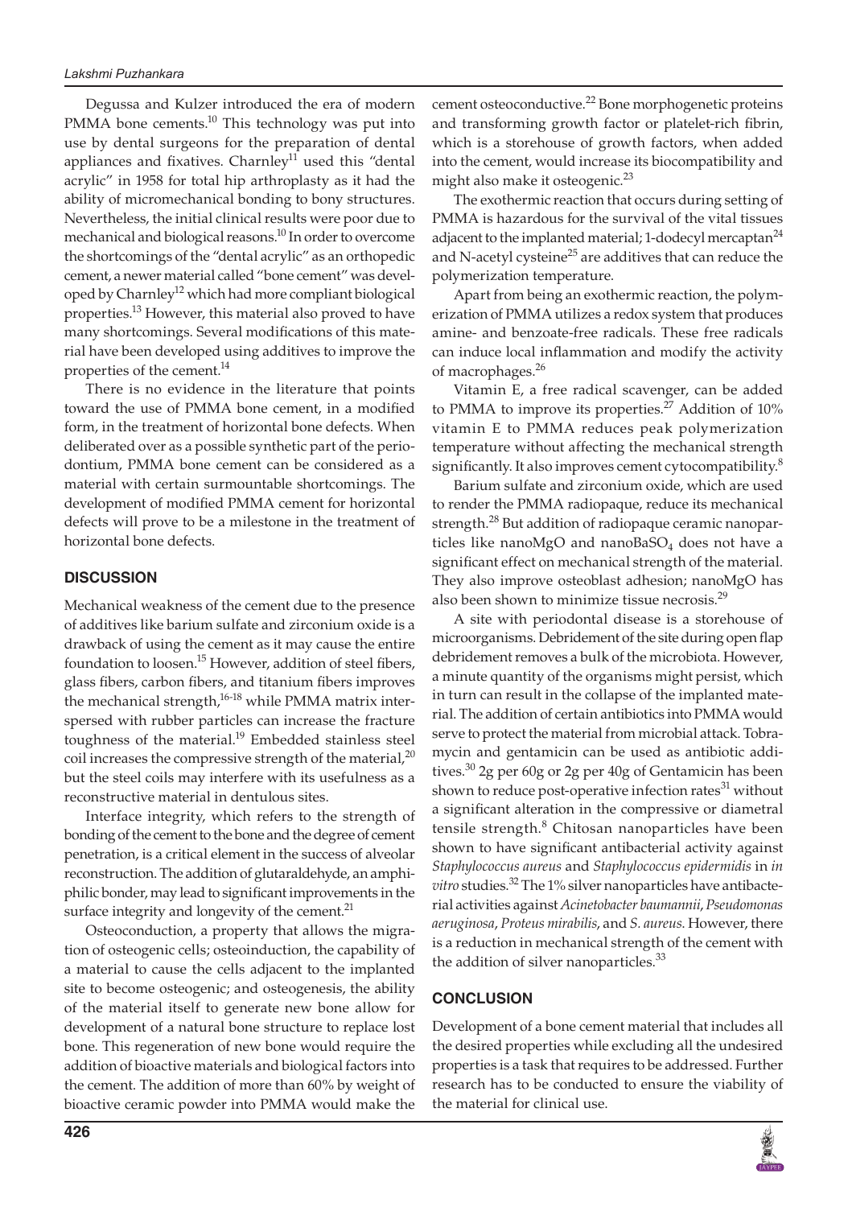Degussa and Kulzer introduced the era of modern PMMA bone cements.[10] This technology was put into use by dental surgeons for the preparation of dental appliances and fixatives. Charnley[11] used this "dental acrylic" in 1958 for total hip arthroplasty as it had the ability of micromechanical bonding to bony structures. Nevertheless, the initial clinical results were poor due to mechanical and biological reasons.[10] In order to overcome the shortcomings of the "dental acrylic" as an orthopedic cement, a newer material called "bone cement" was developed by Charnley[12] which had more compliant biological properties.[13] However, this material also proved to have many shortcomings. Several modifications of this material have been developed using additives to improve the properties of the cement.[14]

There is no evidence in the literature that points toward the use of PMMA bone cement, in a modified form, in the treatment of horizontal bone defects. When deliberated over as a possible synthetic part of the periodontium, PMMA bone cement can be considered as a material with certain surmountable shortcomings. The development of modified PMMA cement for horizontal defects will prove to be a milestone in the treatment of horizontal bone defects.

## DISCUSSION

Mechanical weakness of the cement due to the presence of additives like barium sulfate and zirconium oxide is a drawback of using the cement as it may cause the entire foundation to loosen.[15] However, addition of steel fibers, glass fibers, carbon fibers, and titanium fibers improves the mechanical strength,[16-18] while PMMA matrix interspersed with rubber particles can increase the fracture toughness of the material.[19] Embedded stainless steel coil increases the compressive strength of the material,[20] but the steel coils may interfere with its usefulness as a reconstructive material in dentulous sites.

Interface integrity, which refers to the strength of bonding of the cement to the bone and the degree of cement penetration, is a critical element in the success of alveolar reconstruction. The addition of glutaraldehyde, an amphiphilic bonder, may lead to significant improvements in the surface integrity and longevity of the cement.[21]

Osteoconduction, a property that allows the migration of osteogenic cells; osteoinduction, the capability of a material to cause the cells adjacent to the implanted site to become osteogenic; and osteogenesis, the ability of the material itself to generate new bone allow for development of a natural bone structure to replace lost bone. This regeneration of new bone would require the addition of bioactive materials and biological factors into the cement. The addition of more than 60% by weight of bioactive ceramic powder into PMMA would make the cement osteoconductive.[22] Bone morphogenetic proteins and transforming growth factor or platelet-rich fibrin, which is a storehouse of growth factors, when added into the cement, would increase its biocompatibility and might also make it osteogenic.[23]

The exothermic reaction that occurs during setting of PMMA is hazardous for the survival of the vital tissues adjacent to the implanted material; 1-dodecyl mercaptan[24] and N-acetyl cysteine[25] are additives that can reduce the polymerization temperature.

Apart from being an exothermic reaction, the polymerization of PMMA utilizes a redox system that produces amine- and benzoate-free radicals. These free radicals can induce local inflammation and modify the activity of macrophages.[26]

Vitamin E, a free radical scavenger, can be added to PMMA to improve its properties.[27] Addition of 10% vitamin E to PMMA reduces peak polymerization temperature without affecting the mechanical strength significantly. It also improves cement cytocompatibility.[8]

Barium sulfate and zirconium oxide, which are used to render the PMMA radiopaque, reduce its mechanical strength.[28] But addition of radiopaque ceramic nanoparticles like nanoMgO and nano$BaSO_4$ does not have a significant effect on mechanical strength of the material. They also improve osteoblast adhesion; nanoMgO has also been shown to minimize tissue necrosis.[29]

A site with periodontal disease is a storehouse of microorganisms. Debridement of the site during open flap debridement removes a bulk of the microbiota. However, a minute quantity of the organisms might persist, which in turn can result in the collapse of the implanted material. The addition of certain antibiotics into PMMA would serve to protect the material from microbial attack. Tobramycin and gentamicin can be used as antibiotic additives.[30] 2g per 60g or 2g per 40g of Gentamicin has been shown to reduce post-operative infection rates[31] without a significant alteration in the compressive or diametral tensile strength.[8] Chitosan nanoparticles have been shown to have significant antibacterial activity against *Staphylococcus aureus* and *Staphylococcus epidermidis* in *in vitro* studies.[32] The 1% silver nanoparticles have antibacterial activities against *Acinetobacter baumannii*, *Pseudomonas aeruginosa*, *Proteus mirabilis*, and *S. aureus*. However, there is a reduction in mechanical strength of the cement with the addition of silver nanoparticles.[33]

## CONCLUSION

Development of a bone cement material that includes all the desired properties while excluding all the undesired properties is a task that requires to be addressed. Further research has to be conducted to ensure the viability of the material for clinical use.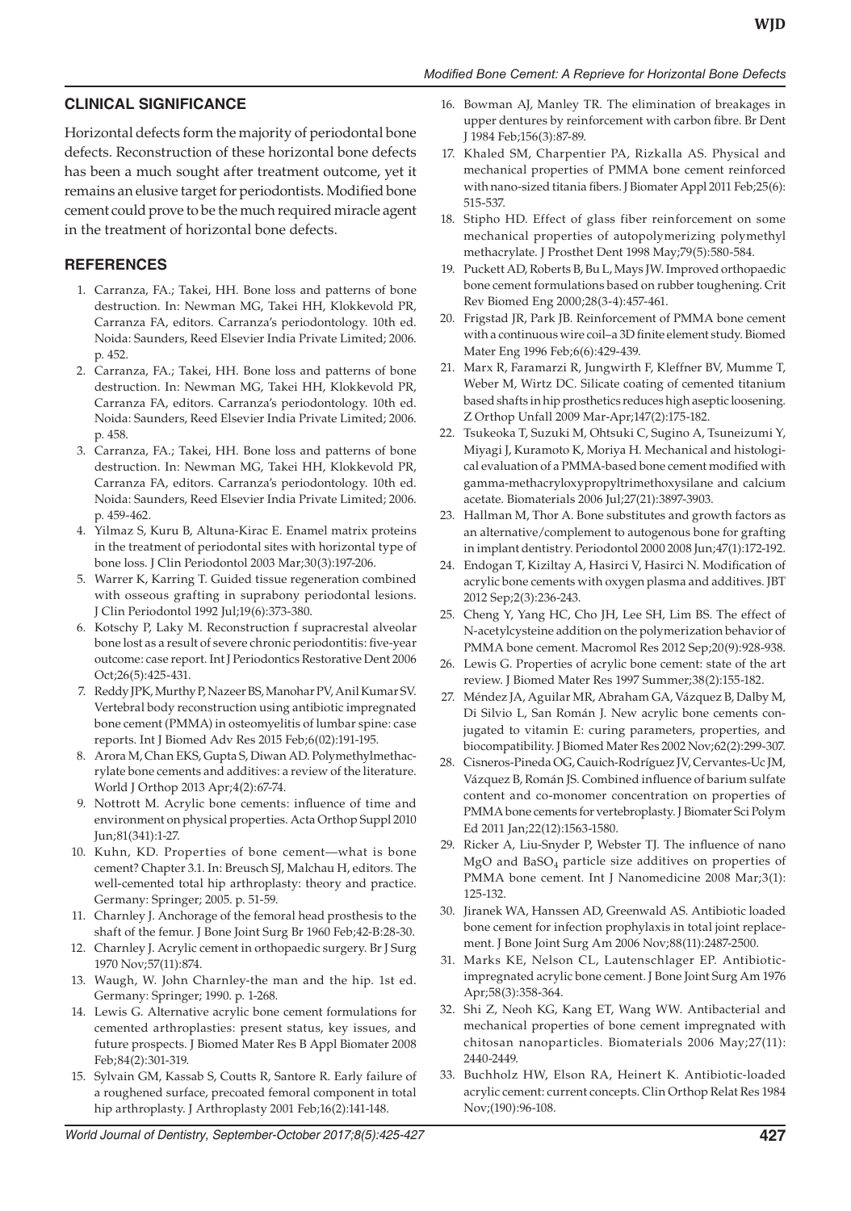## CLINICAL SIGNIFICANCE

Horizontal defects form the majority of periodontal bone defects. Reconstruction of these horizontal bone defects has been a much sought after treatment outcome, yet it remains an elusive target for periodontists. Modified bone cement could prove to be the much required miracle agent in the treatment of horizontal bone defects.

## REFERENCES

1. Carranza, FA.; Takei, HH. Bone loss and patterns of bone destruction. In: Newman MG, Takei HH, Klokkevold PR, Carranza FA, editors. Carranza's periodontology. 10th ed. Noida: Saunders, Reed Elsevier India Private Limited; 2006. p. 452.
2. Carranza, FA.; Takei, HH. Bone loss and patterns of bone destruction. In: Newman MG, Takei HH, Klokkevold PR, Carranza FA, editors. Carranza's periodontology. 10th ed. Noida: Saunders, Reed Elsevier India Private Limited; 2006. p. 458.
3. Carranza, FA.; Takei, HH. Bone loss and patterns of bone destruction. In: Newman MG, Takei HH, Klokkevold PR, Carranza FA, editors. Carranza's periodontology. 10th ed. Noida: Saunders, Reed Elsevier India Private Limited; 2006. p. 459-462.
4. Yilmaz S, Kuru B, Altuna-Kirac E. Enamel matrix proteins in the treatment of periodontal sites with horizontal type of bone loss. J Clin Periodontol 2003 Mar;30(3):197-206.
5. Warrer K, Karring T. Guided tissue regeneration combined with osseous grafting in suprabony periodontal lesions. J Clin Periodontol 1992 Jul;19(6):373-380.
6. Kotschy P, Laky M. Reconstruction f supracrestal alveolar bone lost as a result of severe chronic periodontitis: five-year outcome: case report. Int J Periodontics Restorative Dent 2006 Oct;26(5):425-431.
7. Reddy JPK, Murthy P, Nazeer BS, Manohar PV, Anil Kumar SV. Vertebral body reconstruction using antibiotic impregnated bone cement (PMMA) in osteomyelitis of lumbar spine: case reports. Int J Biomed Adv Res 2015 Feb;6(02):191-195.
8. Arora M, Chan EKS, Gupta S, Diwan AD. Polymethylmethacrylate bone cements and additives: a review of the literature. World J Orthop 2013 Apr;4(2):67-74.
9. Nottrott M. Acrylic bone cements: influence of time and environment on physical properties. Acta Orthop Suppl 2010 Jun;81(341):1-27.
10. Kuhn, KD. Properties of bone cement—what is bone cement? Chapter 3.1. In: Breusch SJ, Malchau H, editors. The well-cemented total hip arthroplasty: theory and practice. Germany: Springer; 2005. p. 51-59.
11. Charnley J. Anchorage of the femoral head prosthesis to the shaft of the femur. J Bone Joint Surg Br 1960 Feb;42-B:28-30.
12. Charnley J. Acrylic cement in orthopaedic surgery. Br J Surg 1970 Nov;57(11):874.
13. Waugh, W. John Charnley-the man and the hip. 1st ed. Germany: Springer; 1990. p. 1-268.
14. Lewis G. Alternative acrylic bone cement formulations for cemented arthroplasties: present status, key issues, and future prospects. J Biomed Mater Res B Appl Biomater 2008 Feb;84(2):301-319.
15. Sylvain GM, Kassab S, Coutts R, Santore R. Early failure of a roughened surface, precoated femoral component in total hip arthroplasty. J Arthroplasty 2001 Feb;16(2):141-148.
16. Bowman AJ, Manley TR. The elimination of breakages in upper dentures by reinforcement with carbon fibre. Br Dent J 1984 Feb;156(3):87-89.
17. Khaled SM, Charpentier PA, Rizkalla AS. Physical and mechanical properties of PMMA bone cement reinforced with nano-sized titania fibers. J Biomater Appl 2011 Feb;25(6): 515-537.
18. Stipho HD. Effect of glass fiber reinforcement on some mechanical properties of autopolymerizing polymethyl methacrylate. J Prosthet Dent 1998 May;79(5):580-584.
19. Puckett AD, Roberts B, Bu L, Mays JW. Improved orthopaedic bone cement formulations based on rubber toughening. Crit Rev Biomed Eng 2000;28(3-4):457-461.
20. Frigstad JR, Park JB. Reinforcement of PMMA bone cement with a continuous wire coil–a 3D finite element study. Biomed Mater Eng 1996 Feb;6(6):429-439.
21. Marx R, Faramarzi R, Jungwirth F, Kleffner BV, Mumme T, Weber M, Wirtz DC. Silicate coating of cemented titanium based shafts in hip prosthetics reduces high aseptic loosening. Z Orthop Unfall 2009 Mar-Apr;147(2):175-182.
22. Tsukeoka T, Suzuki M, Ohtsuki C, Sugino A, Tsuneizumi Y, Miyagi J, Kuramoto K, Moriya H. Mechanical and histological evaluation of a PMMA-based bone cement modified with gamma-methacryloxypropyltrimethoxysilane and calcium acetate. Biomaterials 2006 Jul;27(21):3897-3903.
23. Hallman M, Thor A. Bone substitutes and growth factors as an alternative/complement to autogenous bone for grafting in implant dentistry. Periodontol 2000 2008 Jun;47(1):172-192.
24. Endogan T, Kiziltay A, Hasirci V, Hasirci N. Modification of acrylic bone cements with oxygen plasma and additives. JBT 2012 Sep;2(3):236-243.
25. Cheng Y, Yang HC, Cho JH, Lee SH, Lim BS. The effect of N-acetylcysteine addition on the polymerization behavior of PMMA bone cement. Macromol Res 2012 Sep;20(9):928-938.
26. Lewis G. Properties of acrylic bone cement: state of the art review. J Biomed Mater Res 1997 Summer;38(2):155-182.
27. Méndez JA, Aguilar MR, Abraham GA, Vázquez B, Dalby M, Di Silvio L, San Román J. New acrylic bone cements conjugated to vitamin E: curing parameters, properties, and biocompatibility. J Biomed Mater Res 2002 Nov;62(2):299-307.
28. Cisneros-Pineda OG, Cauich-Rodríguez JV, Cervantes-Uc JM, Vázquez B, Román JS. Combined influence of barium sulfate content and co-monomer concentration on properties of PMMA bone cements for vertebroplasty. J Biomater Sci Polym Ed 2011 Jan;22(12):1563-1580.
29. Ricker A, Liu-Snyder P, Webster TJ. The influence of nano MgO and $BaSO_4$ particle size additives on properties of PMMA bone cement. Int J Nanomedicine 2008 Mar;3(1): 125-132.
30. Jiranek WA, Hanssen AD, Greenwald AS. Antibiotic loaded bone cement for infection prophylaxis in total joint replacement. J Bone Joint Surg Am 2006 Nov;88(11):2487-2500.
31. Marks KE, Nelson CL, Lautenschlager EP. Antibiotic-impregnated acrylic bone cement. J Bone Joint Surg Am 1976 Apr;58(3):358-364.
32. Shi Z, Neoh KG, Kang ET, Wang WW. Antibacterial and mechanical properties of bone cement impregnated with chitosan nanoparticles. Biomaterials 2006 May;27(11): 2440-2449.
33. Buchholz HW, Elson RA, Heinert K. Antibiotic-loaded acrylic cement: current concepts. Clin Orthop Relat Res 1984 Nov;(190):96-108.